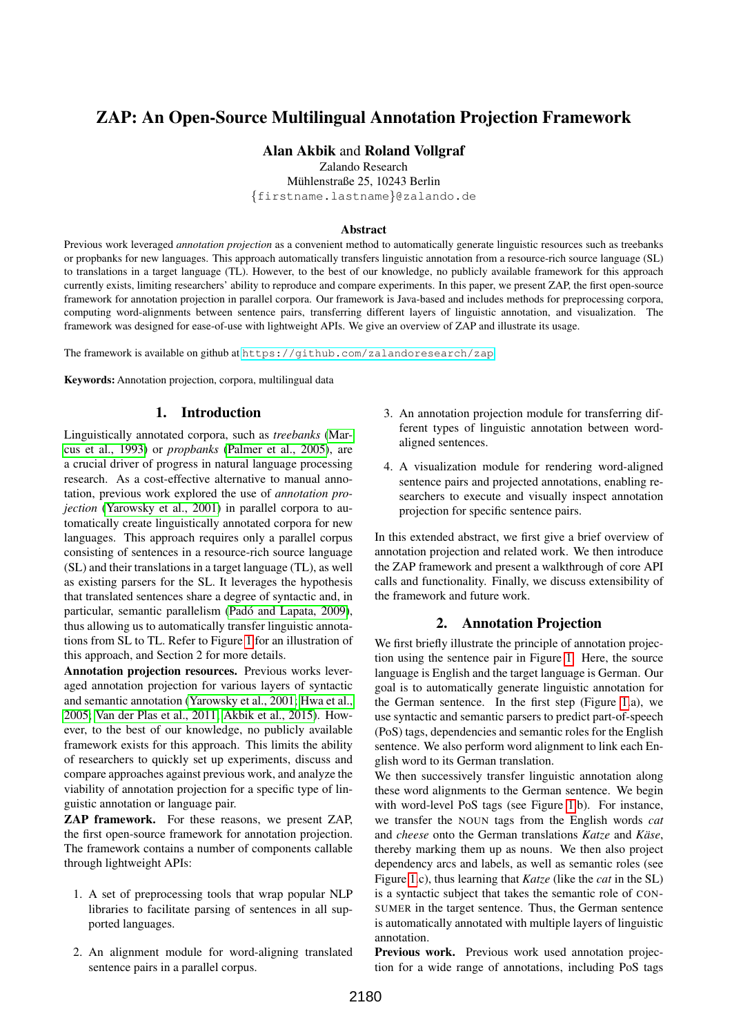# ZAP: An Open-Source Multilingual Annotation Projection Framework

**Alan Akbik** and **Roland Vollgraf**

Zalando Research
Mühlenstraße 25, 10243 Berlin
{firstname.lastname}@zalando.de

### Abstract

Previous work leveraged *annotation projection* as a convenient method to automatically generate linguistic resources such as treebanks or propbanks for new languages. This approach automatically transfers linguistic annotation from a resource-rich source language (SL) to translations in a target language (TL). However, to the best of our knowledge, no publicly available framework for this approach currently exists, limiting researchers' ability to reproduce and compare experiments. In this paper, we present ZAP, the first open-source framework for annotation projection in parallel corpora. Our framework is Java-based and includes methods for preprocessing corpora, computing word-alignments between sentence pairs, transferring different layers of linguistic annotation, and visualization. The framework was designed for ease-of-use with lightweight APIs. We give an overview of ZAP and illustrate its usage.

The framework is available on github at https://github.com/zalandoresearch/zap

**Keywords:** Annotation projection, corpora, multilingual data

## 1. Introduction

Linguistically annotated corpora, such as *treebanks* (Marcus et al., 1993) or *propbanks* (Palmer et al., 2005), are a crucial driver of progress in natural language processing research. As a cost-effective alternative to manual annotation, previous work explored the use of *annotation projection* (Yarowsky et al., 2001) in parallel corpora to automatically create linguistically annotated corpora for new languages. This approach requires only a parallel corpus consisting of sentences in a resource-rich source language (SL) and their translations in a target language (TL), as well as existing parsers for the SL. It leverages the hypothesis that translated sentences share a degree of syntactic and, in particular, semantic parallelism (Padó and Lapata, 2009), thus allowing us to automatically transfer linguistic annotations from SL to TL. Refer to Figure 1 for an illustration of this approach, and Section 2 for more details.

**Annotation projection resources.** Previous works leveraged annotation projection for various layers of syntactic and semantic annotation (Yarowsky et al., 2001; Hwa et al., 2005; Van der Plas et al., 2011; Akbik et al., 2015). However, to the best of our knowledge, no publicly available framework exists for this approach. This limits the ability of researchers to quickly set up experiments, discuss and compare approaches against previous work, and analyze the viability of annotation projection for a specific type of linguistic annotation or language pair.

**ZAP framework.** For these reasons, we present ZAP, the first open-source framework for annotation projection. The framework contains a number of components callable through lightweight APIs:

1. A set of preprocessing tools that wrap popular NLP libraries to facilitate parsing of sentences in all supported languages.
2. An alignment module for word-aligning translated sentence pairs in a parallel corpus.
3. An annotation projection module for transferring different types of linguistic annotation between word-aligned sentences.
4. A visualization module for rendering word-aligned sentence pairs and projected annotations, enabling researchers to execute and visually inspect annotation projection for specific sentence pairs.

In this extended abstract, we first give a brief overview of annotation projection and related work. We then introduce the ZAP framework and present a walkthrough of core API calls and functionality. Finally, we discuss extensibility of the framework and future work.

## 2. Annotation Projection

We first briefly illustrate the principle of annotation projection using the sentence pair in Figure 1. Here, the source language is English and the target language is German. Our goal is to automatically generate linguistic annotation for the German sentence. In the first step (Figure 1a), we use syntactic and semantic parsers to predict part-of-speech (PoS) tags, dependencies and semantic roles for the English sentence. We also perform word alignment to link each English word to its German translation.

We then successively transfer linguistic annotation along these word alignments to the German sentence. We begin with word-level PoS tags (see Figure 1b). For instance, we transfer the NOUN tags from the English words *cat* and *cheese* onto the German translations *Katze* and *Käse*, thereby marking them up as nouns. We then also project dependency arcs and labels, as well as semantic roles (see Figure 1c), thus learning that *Katze* (like the *cat* in the SL) is a syntactic subject that takes the semantic role of CONSUMER in the target sentence. Thus, the German sentence is automatically annotated with multiple layers of linguistic annotation.

**Previous work.** Previous work used annotation projection for a wide range of annotations, including PoS tags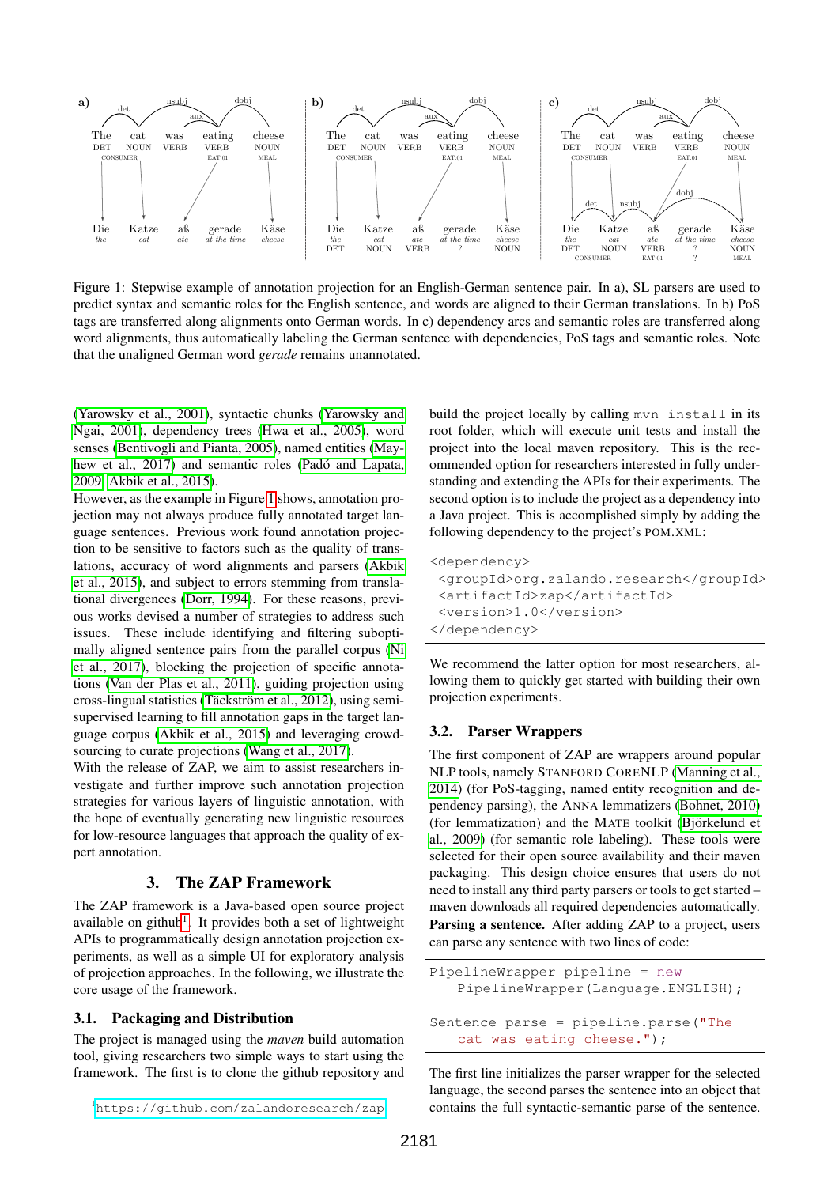Figure 1: Stepwise example of annotation projection for an English-German sentence pair. In a), SL parsers are used to predict syntax and semantic roles for the English sentence, and words are aligned to their German translations. In b) PoS tags are transferred along alignments onto German words. In c) dependency arcs and semantic roles are transferred along word alignments, thus automatically labeling the German sentence with dependencies, PoS tags and semantic roles. Note that the unaligned German word *gerade* remains unannotated.

(Yarowsky et al., 2001), syntactic chunks (Yarowsky and Ngai, 2001), dependency trees (Hwa et al., 2005), word senses (Bentivogli and Pianta, 2005), named entities (Mayhew et al., 2017) and semantic roles (Padó and Lapata, 2009; Akbik et al., 2015).

However, as the example in Figure 1 shows, annotation projection may not always produce fully annotated target language sentences. Previous work found annotation projection to be sensitive to factors such as the quality of translations, accuracy of word alignments and parsers (Akbik et al., 2015), and subject to errors stemming from translational divergences (Dorr, 1994). For these reasons, previous works devised a number of strategies to address such issues. These include identifying and filtering suboptimally aligned sentence pairs from the parallel corpus (Ni et al., 2017), blocking the projection of specific annotations (Van der Plas et al., 2011), guiding projection using cross-lingual statistics (Täckström et al., 2012), using semi-supervised learning to fill annotation gaps in the target language corpus (Akbik et al., 2015) and leveraging crowd-sourcing to curate projections (Wang et al., 2017).

With the release of ZAP, we aim to assist researchers investigate and further improve such annotation projection strategies for various layers of linguistic annotation, with the hope of eventually generating new linguistic resources for low-resource languages that approach the quality of expert annotation.

## 3. The ZAP Framework

The ZAP framework is a Java-based open source project available on github[1]. It provides both a set of lightweight APIs to programmatically design annotation projection experiments, as well as a simple UI for exploratory analysis of projection approaches. In the following, we illustrate the core usage of the framework.

### 3.1. Packaging and Distribution

The project is managed using the *maven* build automation tool, giving researchers two simple ways to start using the framework. The first is to clone the github repository and build the project locally by calling `mvn install` in its root folder, which will execute unit tests and install the project into the local maven repository. This is the recommended option for researchers interested in fully understanding and extending the APIs for their experiments. The second option is to include the project as a dependency into a Java project. This is accomplished simply by adding the following dependency to the project's POM.XML:

```
<dependency>
  <groupId>org.zalando.research</groupId>
  <artifactId>zap</artifactId>
  <version>1.0</version>
</dependency>
```

We recommend the latter option for most researchers, allowing them to quickly get started with building their own projection experiments.

### 3.2. Parser Wrappers

The first component of ZAP are wrappers around popular NLP tools, namely STANFORD CORENLP (Manning et al., 2014) (for PoS-tagging, named entity recognition and dependency parsing), the ANNA lemmatizers (Bohnet, 2010) (for lemmatization) and the MATE toolkit (Björkelund et al., 2009) (for semantic role labeling). These tools were selected for their open source availability and their maven packaging. This design choice ensures that users do not need to install any third party parsers or tools to get started – maven downloads all required dependencies automatically.

**Parsing a sentence.** After adding ZAP to a project, users can parse any sentence with two lines of code:

```
PipelineWrapper pipeline = new
    PipelineWrapper(Language.ENGLISH);

Sentence parse = pipeline.parse("The
    cat was eating cheese.");
```

The first line initializes the parser wrapper for the selected language, the second parses the sentence into an object that contains the full syntactic-semantic parse of the sentence.

[1] https://github.com/zalandoresearch/zap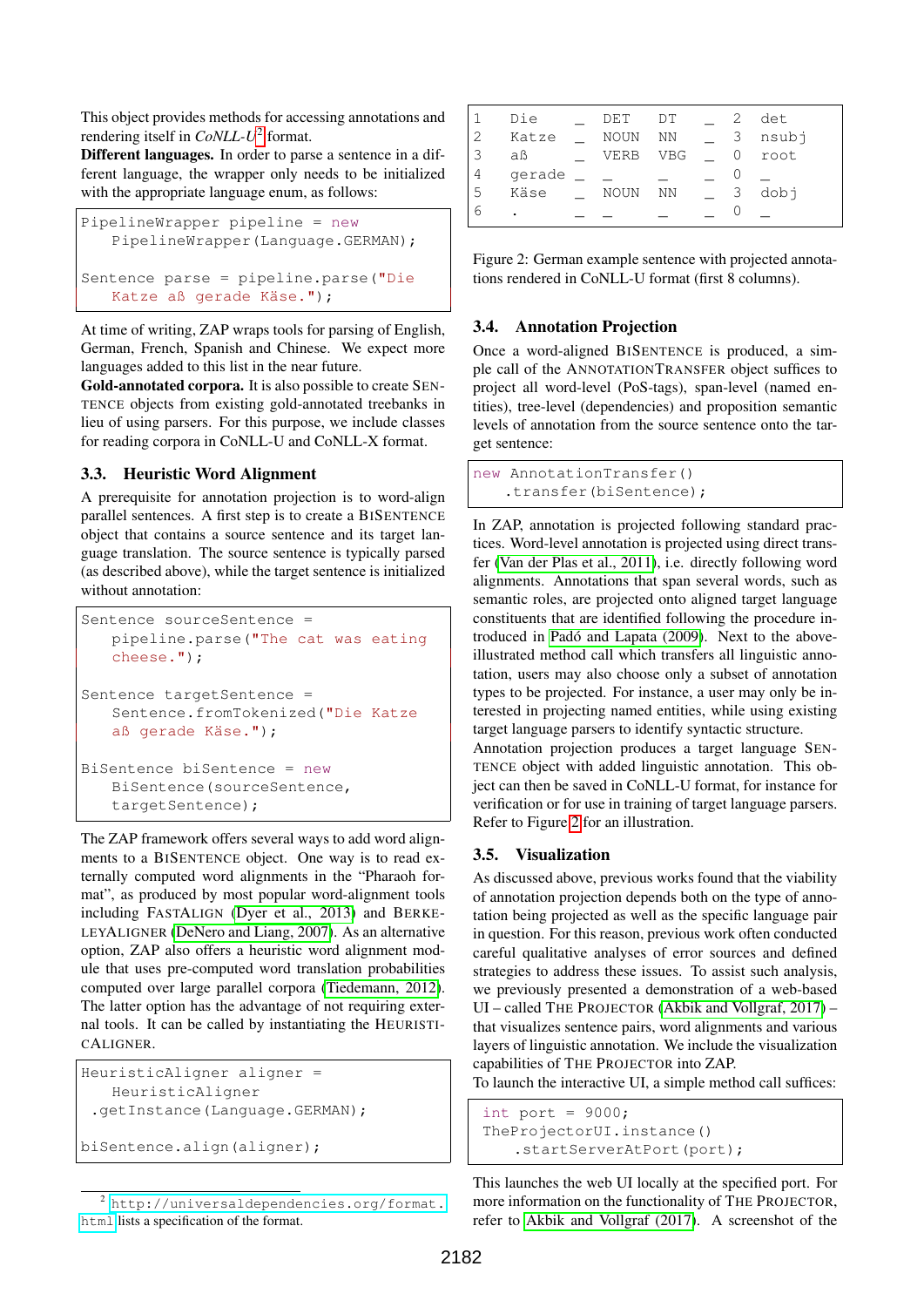This object provides methods for accessing annotations and rendering itself in *CoNLL-U*[2] format.

**Different languages.** In order to parse a sentence in a different language, the wrapper only needs to be initialized with the appropriate language enum, as follows:

```
PipelineWrapper pipeline = new
    PipelineWrapper(Language.GERMAN);

Sentence parse = pipeline.parse("Die
    Katze aß gerade Käse.");
```

At time of writing, ZAP wraps tools for parsing of English, German, French, Spanish and Chinese. We expect more languages added to this list in the near future.

**Gold-annotated corpora.** It is also possible to create SENTENCE objects from existing gold-annotated treebanks in lieu of using parsers. For this purpose, we include classes for reading corpora in CoNLL-U and CoNLL-X format.

### 3.3. Heuristic Word Alignment

A prerequisite for annotation projection is to word-align parallel sentences. A first step is to create a BISENTENCE object that contains a source sentence and its target language translation. The source sentence is typically parsed (as described above), while the target sentence is initialized without annotation:

```
Sentence sourceSentence =
    pipeline.parse("The cat was eating
    cheese.");

Sentence targetSentence =
    Sentence.fromTokenized("Die Katze
    aß gerade Käse.");

BiSentence biSentence = new
    BiSentence(sourceSentence,
    targetSentence);
```

The ZAP framework offers several ways to add word alignments to a BISENTENCE object. One way is to read externally computed word alignments in the "Pharaoh format", as produced by most popular word-alignment tools including FASTALIGN (Dyer et al., 2013) and BERKELEYALIGNER (DeNero and Liang, 2007). As an alternative option, ZAP also offers a heuristic word alignment module that uses pre-computed word translation probabilities computed over large parallel corpora (Tiedemann, 2012). The latter option has the advantage of not requiring external tools. It can be called by instantiating the HEURISTICALIGNER.

```
HeuristicAligner aligner =
    HeuristicAligner
 .getInstance(Language.GERMAN);

biSentence.align(aligner);
```

[2] http://universaldependencies.org/format.html lists a specification of the format.

```
1   Die     _   DET    DT    _   2   det
2   Katze   _   NOUN   NN    _   3   nsubj
3   aß      _   VERB   VBG   _   0   root
4   gerade  _   _      _     _   0   _
5   Käse    _   NOUN   NN    _   3   dobj
6   .       _   _      _     _   0   _
```

Figure 2: German example sentence with projected annotations rendered in CoNLL-U format (first 8 columns).

### 3.4. Annotation Projection

Once a word-aligned BISENTENCE is produced, a simple call of the ANNOTATIONTRANSFER object suffices to project all word-level (PoS-tags), span-level (named entities), tree-level (dependencies) and proposition semantic levels of annotation from the source sentence onto the target sentence:

```
new AnnotationTransfer()
    .transfer(biSentence);
```

In ZAP, annotation is projected following standard practices. Word-level annotation is projected using direct transfer (Van der Plas et al., 2011), i.e. directly following word alignments. Annotations that span several words, such as semantic roles, are projected onto aligned target language constituents that are identified following the procedure introduced in Padó and Lapata (2009). Next to the above-illustrated method call which transfers all linguistic annotation, users may also choose only a subset of annotation types to be projected. For instance, a user may only be interested in projecting named entities, while using existing target language parsers to identify syntactic structure.

Annotation projection produces a target language SENTENCE object with added linguistic annotation. This object can then be saved in CoNLL-U format, for instance for verification or for use in training of target language parsers. Refer to Figure 2 for an illustration.

### 3.5. Visualization

As discussed above, previous works found that the viability of annotation projection depends both on the type of annotation being projected as well as the specific language pair in question. For this reason, previous work often conducted careful qualitative analyses of error sources and defined strategies to address these issues. To assist such analysis, we previously presented a demonstration of a web-based UI – called THE PROJECTOR (Akbik and Vollgraf, 2017) – that visualizes sentence pairs, word alignments and various layers of linguistic annotation. We include the visualization capabilities of THE PROJECTOR into ZAP.

To launch the interactive UI, a simple method call suffices:

```
int port = 9000;
TheProjectorUI.instance()
    .startServerAtPort(port);
```

This launches the web UI locally at the specified port. For more information on the functionality of THE PROJECTOR, refer to Akbik and Vollgraf (2017). A screenshot of the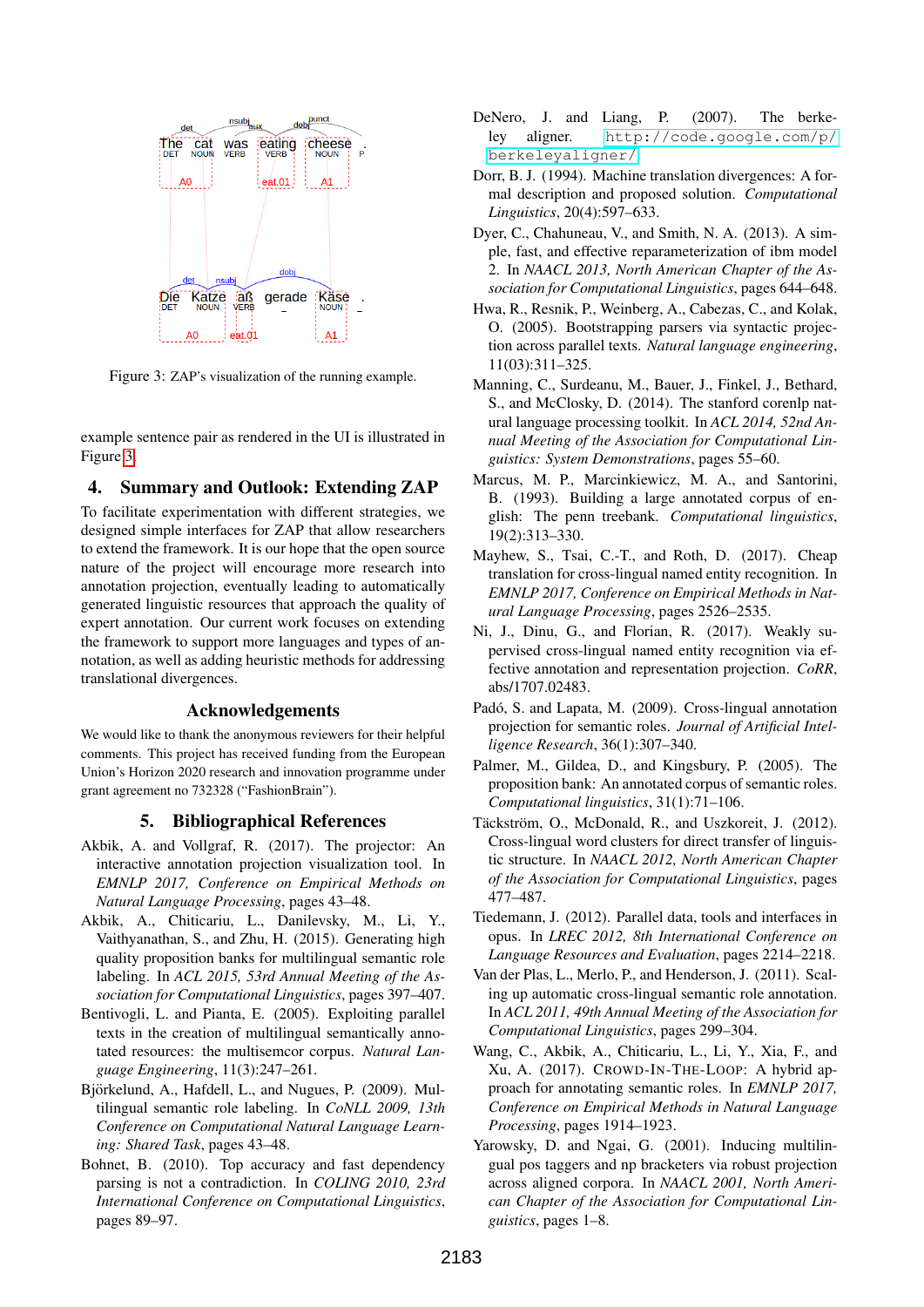Figure 3: ZAP's visualization of the running example.

example sentence pair as rendered in the UI is illustrated in Figure 3.

## 4. Summary and Outlook: Extending ZAP

To facilitate experimentation with different strategies, we designed simple interfaces for ZAP that allow researchers to extend the framework. It is our hope that the open source nature of the project will encourage more research into annotation projection, eventually leading to automatically generated linguistic resources that approach the quality of expert annotation. Our current work focuses on extending the framework to support more languages and types of annotation, as well as adding heuristic methods for addressing translational divergences.

### Acknowledgements

We would like to thank the anonymous reviewers for their helpful comments. This project has received funding from the European Union's Horizon 2020 research and innovation programme under grant agreement no 732328 ("FashionBrain").

## 5. Bibliographical References

Akbik, A. and Vollgraf, R. (2017). The projector: An interactive annotation projection visualization tool. In *EMNLP 2017, Conference on Empirical Methods on Natural Language Processing*, pages 43–48.

Akbik, A., Chiticariu, L., Danilevsky, M., Li, Y., Vaithyanathan, S., and Zhu, H. (2015). Generating high quality proposition banks for multilingual semantic role labeling. In *ACL 2015, 53rd Annual Meeting of the Association for Computational Linguistics*, pages 397–407.

Bentivogli, L. and Pianta, E. (2005). Exploiting parallel texts in the creation of multilingual semantically annotated resources: the multisemcor corpus. *Natural Language Engineering*, 11(3):247–261.

Björkelund, A., Hafdell, L., and Nugues, P. (2009). Multilingual semantic role labeling. In *CoNLL 2009, 13th Conference on Computational Natural Language Learning: Shared Task*, pages 43–48.

Bohnet, B. (2010). Top accuracy and fast dependency parsing is not a contradiction. In *COLING 2010, 23rd International Conference on Computational Linguistics*, pages 89–97.

DeNero, J. and Liang, P. (2007). The berkeley aligner. http://code.google.com/p/berkeleyaligner/.

Dorr, B. J. (1994). Machine translation divergences: A formal description and proposed solution. *Computational Linguistics*, 20(4):597–633.

Dyer, C., Chahuneau, V., and Smith, N. A. (2013). A simple, fast, and effective reparameterization of ibm model 2. In *NAACL 2013, North American Chapter of the Association for Computational Linguistics*, pages 644–648.

Hwa, R., Resnik, P., Weinberg, A., Cabezas, C., and Kolak, O. (2005). Bootstrapping parsers via syntactic projection across parallel texts. *Natural language engineering*, 11(03):311–325.

Manning, C., Surdeanu, M., Bauer, J., Finkel, J., Bethard, S., and McClosky, D. (2014). The stanford corenlp natural language processing toolkit. In *ACL 2014, 52nd Annual Meeting of the Association for Computational Linguistics: System Demonstrations*, pages 55–60.

Marcus, M. P., Marcinkiewicz, M. A., and Santorini, B. (1993). Building a large annotated corpus of english: The penn treebank. *Computational linguistics*, 19(2):313–330.

Mayhew, S., Tsai, C.-T., and Roth, D. (2017). Cheap translation for cross-lingual named entity recognition. In *EMNLP 2017, Conference on Empirical Methods in Natural Language Processing*, pages 2526–2535.

Ni, J., Dinu, G., and Florian, R. (2017). Weakly supervised cross-lingual named entity recognition via effective annotation and representation projection. *CoRR*, abs/1707.02483.

Padó, S. and Lapata, M. (2009). Cross-lingual annotation projection for semantic roles. *Journal of Artificial Intelligence Research*, 36(1):307–340.

Palmer, M., Gildea, D., and Kingsbury, P. (2005). The proposition bank: An annotated corpus of semantic roles. *Computational linguistics*, 31(1):71–106.

Täckström, O., McDonald, R., and Uszkoreit, J. (2012). Cross-lingual word clusters for direct transfer of linguistic structure. In *NAACL 2012, North American Chapter of the Association for Computational Linguistics*, pages 477–487.

Tiedemann, J. (2012). Parallel data, tools and interfaces in opus. In *LREC 2012, 8th International Conference on Language Resources and Evaluation*, pages 2214–2218.

Van der Plas, L., Merlo, P., and Henderson, J. (2011). Scaling up automatic cross-lingual semantic role annotation. In *ACL 2011, 49th Annual Meeting of the Association for Computational Linguistics*, pages 299–304.

Wang, C., Akbik, A., Chiticariu, L., Li, Y., Xia, F., and Xu, A. (2017). CROWD-IN-THE-LOOP: A hybrid approach for annotating semantic roles. In *EMNLP 2017, Conference on Empirical Methods in Natural Language Processing*, pages 1914–1923.

Yarowsky, D. and Ngai, G. (2001). Inducing multilingual pos taggers and np bracketers via robust projection across aligned corpora. In *NAACL 2001, North American Chapter of the Association for Computational Linguistics*, pages 1–8.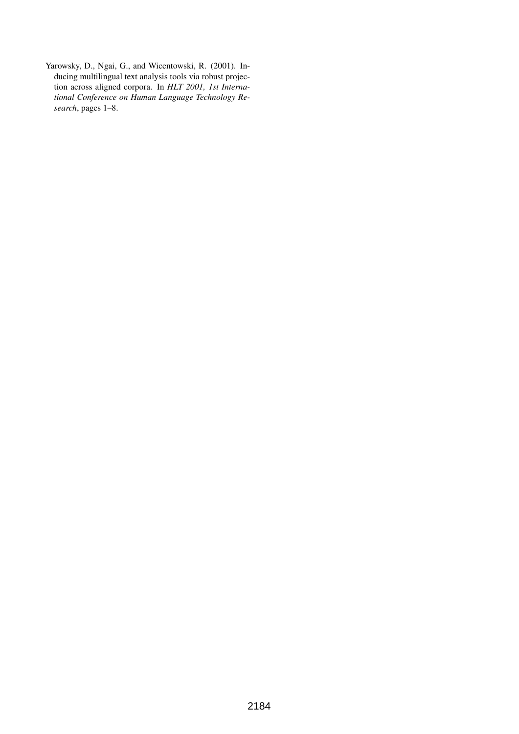Yarowsky, D., Ngai, G., and Wicentowski, R. (2001). Inducing multilingual text analysis tools via robust projection across aligned corpora. In *HLT 2001, 1st International Conference on Human Language Technology Research*, pages 1–8.